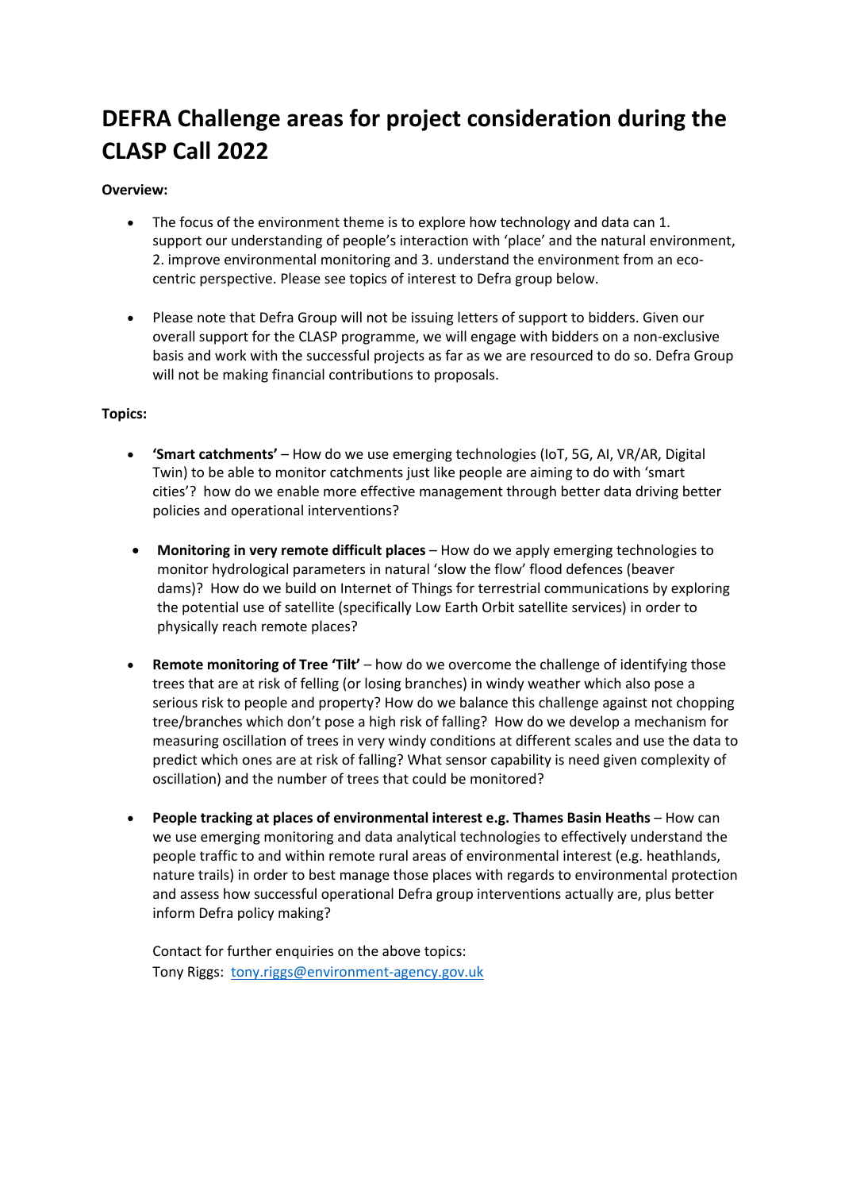# DEFRA Challenge areas for project consideration during the CLASP Call 2022

**Overview:**

- The focus of the environment theme is to explore how technology and data can 1. support our understanding of people's interaction with 'place' and the natural environment, 2. improve environmental monitoring and 3. understand the environment from an eco-centric perspective. Please see topics of interest to Defra group below.

- Please note that Defra Group will not be issuing letters of support to bidders. Given our overall support for the CLASP programme, we will engage with bidders on a non-exclusive basis and work with the successful projects as far as we are resourced to do so. Defra Group will not be making financial contributions to proposals.

**Topics:**

- **'Smart catchments'** – How do we use emerging technologies (IoT, 5G, AI, VR/AR, Digital Twin) to be able to monitor catchments just like people are aiming to do with 'smart cities'? how do we enable more effective management through better data driving better policies and operational interventions?

- **Monitoring in very remote difficult places** – How do we apply emerging technologies to monitor hydrological parameters in natural 'slow the flow' flood defences (beaver dams)? How do we build on Internet of Things for terrestrial communications by exploring the potential use of satellite (specifically Low Earth Orbit satellite services) in order to physically reach remote places?

- **Remote monitoring of Tree 'Tilt'** – how do we overcome the challenge of identifying those trees that are at risk of felling (or losing branches) in windy weather which also pose a serious risk to people and property? How do we balance this challenge against not chopping tree/branches which don't pose a high risk of falling? How do we develop a mechanism for measuring oscillation of trees in very windy conditions at different scales and use the data to predict which ones are at risk of falling? What sensor capability is need given complexity of oscillation) and the number of trees that could be monitored?

- **People tracking at places of environmental interest e.g. Thames Basin Heaths** – How can we use emerging monitoring and data analytical technologies to effectively understand the people traffic to and within remote rural areas of environmental interest (e.g. heathlands, nature trails) in order to best manage those places with regards to environmental protection and assess how successful operational Defra group interventions actually are, plus better inform Defra policy making?

  Contact for further enquiries on the above topics:
  Tony Riggs: tony.riggs@environment-agency.gov.uk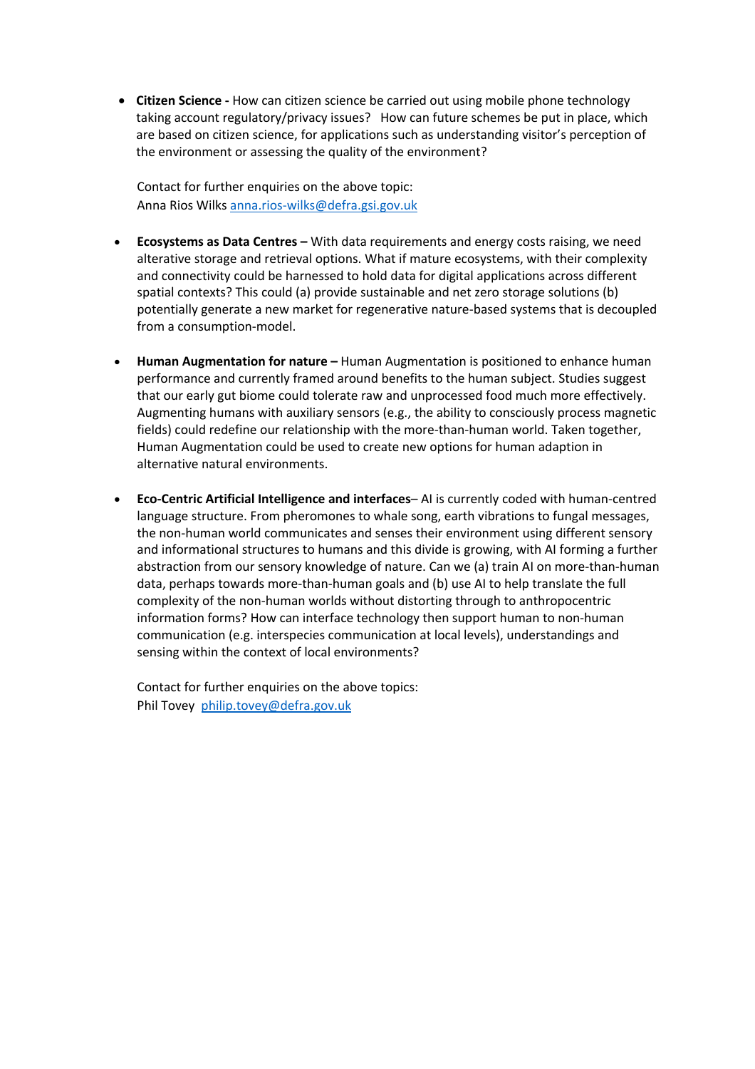- **Citizen Science -** How can citizen science be carried out using mobile phone technology taking account regulatory/privacy issues? How can future schemes be put in place, which are based on citizen science, for applications such as understanding visitor's perception of the environment or assessing the quality of the environment?

  Contact for further enquiries on the above topic:
  Anna Rios Wilks anna.rios-wilks@defra.gsi.gov.uk

- **Ecosystems as Data Centres –** With data requirements and energy costs raising, we need alterative storage and retrieval options. What if mature ecosystems, with their complexity and connectivity could be harnessed to hold data for digital applications across different spatial contexts? This could (a) provide sustainable and net zero storage solutions (b) potentially generate a new market for regenerative nature-based systems that is decoupled from a consumption-model.

- **Human Augmentation for nature –** Human Augmentation is positioned to enhance human performance and currently framed around benefits to the human subject. Studies suggest that our early gut biome could tolerate raw and unprocessed food much more effectively. Augmenting humans with auxiliary sensors (e.g., the ability to consciously process magnetic fields) could redefine our relationship with the more-than-human world. Taken together, Human Augmentation could be used to create new options for human adaption in alternative natural environments.

- **Eco-Centric Artificial Intelligence and interfaces**– AI is currently coded with human-centred language structure. From pheromones to whale song, earth vibrations to fungal messages, the non-human world communicates and senses their environment using different sensory and informational structures to humans and this divide is growing, with AI forming a further abstraction from our sensory knowledge of nature. Can we (a) train AI on more-than-human data, perhaps towards more-than-human goals and (b) use AI to help translate the full complexity of the non-human worlds without distorting through to anthropocentric information forms? How can interface technology then support human to non-human communication (e.g. interspecies communication at local levels), understandings and sensing within the context of local environments?

  Contact for further enquiries on the above topics:
  Phil Tovey philip.tovey@defra.gov.uk